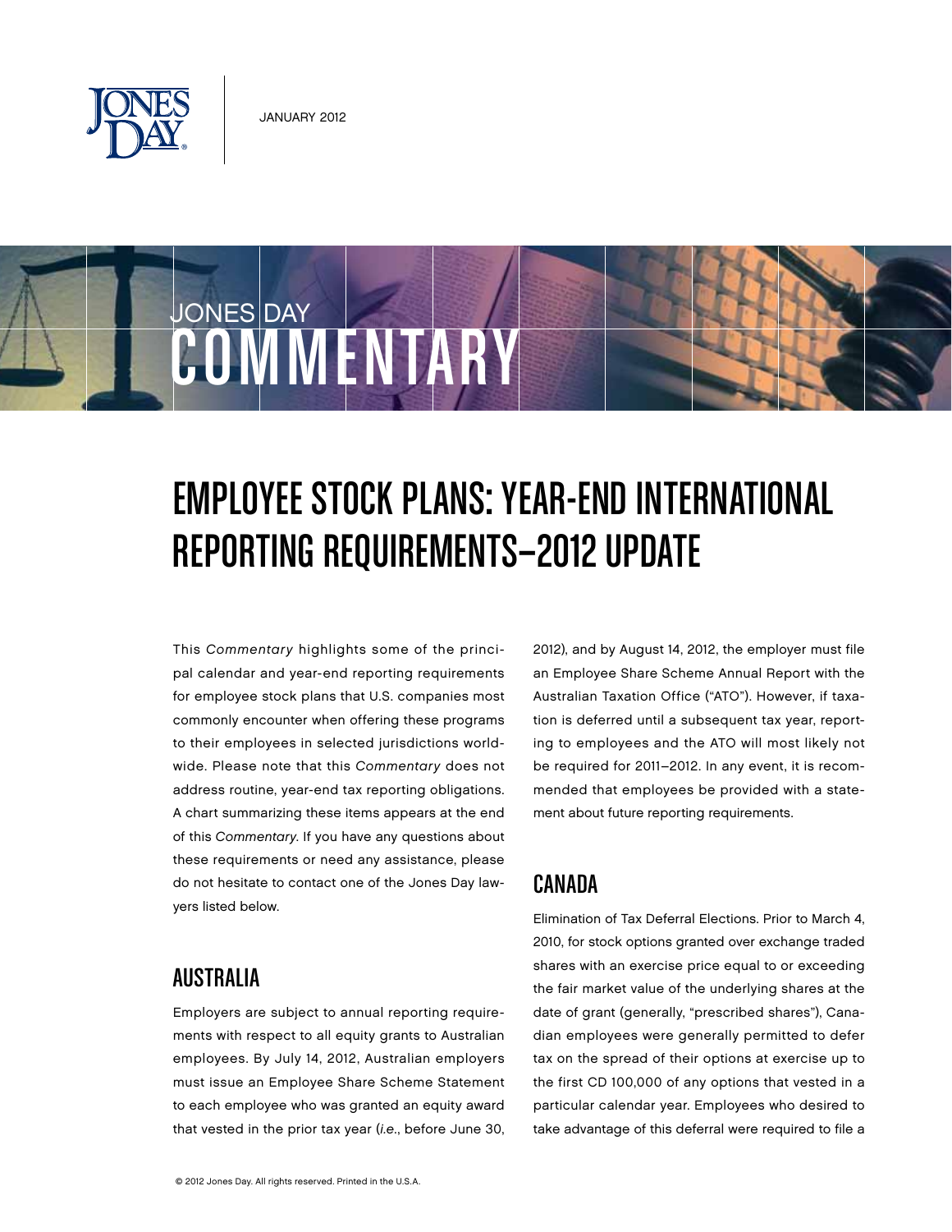JANUARY 2012

# JONES DAY COMMENTARY

# EMPLOYEE STOCK PLANS: YEAR-END INTERNATIONAL REPORTING REQUIREMENTS—2012 UPDATE

This *Commentary* highlights some of the principal calendar and year-end reporting requirements for employee stock plans that U.S. companies most commonly encounter when offering these programs to their employees in selected jurisdictions worldwide. Please note that this *Commentary* does not address routine, year-end tax reporting obligations. A chart summarizing these items appears at the end of this *Commentary*. If you have any questions about these requirements or need any assistance, please do not hesitate to contact one of the Jones Day lawyers listed below.

## AUSTRALIA

Employers are subject to annual reporting requirements with respect to all equity grants to Australian employees. By July 14, 2012, Australian employers must issue an Employee Share Scheme Statement to each employee who was granted an equity award that vested in the prior tax year (*i.e.*, before June 30, 2012), and by August 14, 2012, the employer must file an Employee Share Scheme Annual Report with the Australian Taxation Office ("ATO"). However, if taxation is deferred until a subsequent tax year, reporting to employees and the ATO will most likely not be required for 2011–2012. In any event, it is recommended that employees be provided with a statement about future reporting requirements.

## CANADA

Elimination of Tax Deferral Elections. Prior to March 4, 2010, for stock options granted over exchange traded shares with an exercise price equal to or exceeding the fair market value of the underlying shares at the date of grant (generally, "prescribed shares"), Canadian employees were generally permitted to defer tax on the spread of their options at exercise up to the first CD 100,000 of any options that vested in a particular calendar year. Employees who desired to take advantage of this deferral were required to file a

© 2012 Jones Day. All rights reserved. Printed in the U.S.A.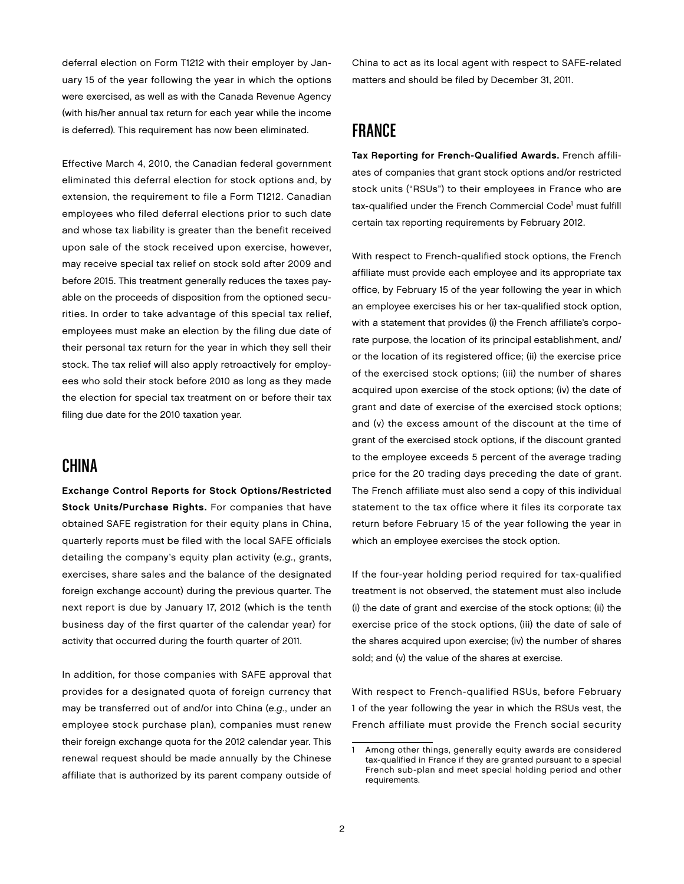deferral election on Form T1212 with their employer by January 15 of the year following the year in which the options were exercised, as well as with the Canada Revenue Agency (with his/her annual tax return for each year while the income is deferred). This requirement has now been eliminated.

Effective March 4, 2010, the Canadian federal government eliminated this deferral election for stock options and, by extension, the requirement to file a Form T1212. Canadian employees who filed deferral elections prior to such date and whose tax liability is greater than the benefit received upon sale of the stock received upon exercise, however, may receive special tax relief on stock sold after 2009 and before 2015. This treatment generally reduces the taxes payable on the proceeds of disposition from the optioned securities. In order to take advantage of this special tax relief, employees must make an election by the filing due date of their personal tax return for the year in which they sell their stock. The tax relief will also apply retroactively for employees who sold their stock before 2010 as long as they made the election for special tax treatment on or before their tax filing due date for the 2010 taxation year.

## CHINA

**Exchange Control Reports for Stock Options/Restricted Stock Units/Purchase Rights.** For companies that have obtained SAFE registration for their equity plans in China, quarterly reports must be filed with the local SAFE officials detailing the company's equity plan activity (*e.g.*, grants, exercises, share sales and the balance of the designated foreign exchange account) during the previous quarter. The next report is due by January 17, 2012 (which is the tenth business day of the first quarter of the calendar year) for activity that occurred during the fourth quarter of 2011.

In addition, for those companies with SAFE approval that provides for a designated quota of foreign currency that may be transferred out of and/or into China (*e.g.*, under an employee stock purchase plan), companies must renew their foreign exchange quota for the 2012 calendar year. This renewal request should be made annually by the Chinese affiliate that is authorized by its parent company outside of China to act as its local agent with respect to SAFE-related matters and should be filed by December 31, 2011.

## FRANCE

**Tax Reporting for French-Qualified Awards.** French affiliates of companies that grant stock options and/or restricted stock units ("RSUs") to their employees in France who are tax-qualified under the French Commercial Code[1] must fulfill certain tax reporting requirements by February 2012.

With respect to French-qualified stock options, the French affiliate must provide each employee and its appropriate tax office, by February 15 of the year following the year in which an employee exercises his or her tax-qualified stock option, with a statement that provides (i) the French affiliate's corporate purpose, the location of its principal establishment, and/or the location of its registered office; (ii) the exercise price of the exercised stock options; (iii) the number of shares acquired upon exercise of the stock options; (iv) the date of grant and date of exercise of the exercised stock options; and (v) the excess amount of the discount at the time of grant of the exercised stock options, if the discount granted to the employee exceeds 5 percent of the average trading price for the 20 trading days preceding the date of grant. The French affiliate must also send a copy of this individual statement to the tax office where it files its corporate tax return before February 15 of the year following the year in which an employee exercises the stock option.

If the four-year holding period required for tax-qualified treatment is not observed, the statement must also include (i) the date of grant and exercise of the stock options; (ii) the exercise price of the stock options, (iii) the date of sale of the shares acquired upon exercise; (iv) the number of shares sold; and (v) the value of the shares at exercise.

With respect to French-qualified RSUs, before February 1 of the year following the year in which the RSUs vest, the French affiliate must provide the French social security

---

[1] Among other things, generally equity awards are considered tax-qualified in France if they are granted pursuant to a special French sub-plan and meet special holding period and other requirements.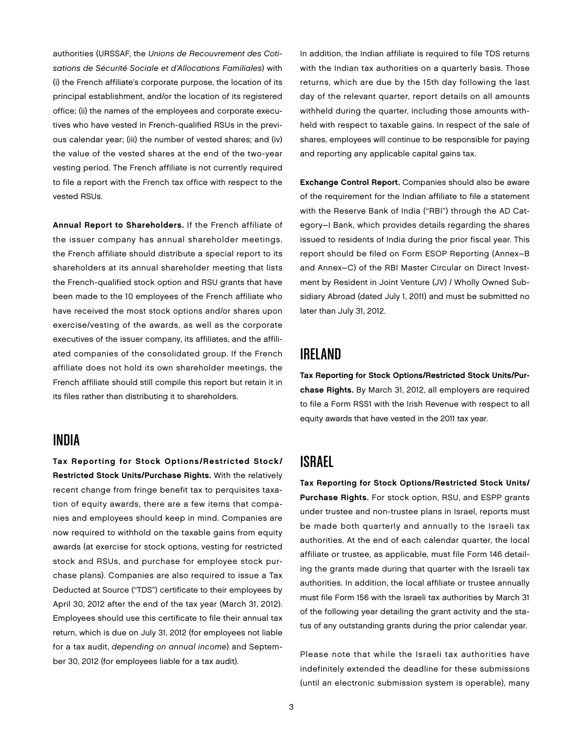authorities (URSSAF, the *Unions de Recouvrement des Cotisations de Sécurité Sociale et d'Allocations Familiales*) with (i) the French affiliate's corporate purpose, the location of its principal establishment, and/or the location of its registered office; (ii) the names of the employees and corporate executives who have vested in French-qualified RSUs in the previous calendar year; (iii) the number of vested shares; and (iv) the value of the vested shares at the end of the two-year vesting period. The French affiliate is not currently required to file a report with the French tax office with respect to the vested RSUs.

**Annual Report to Shareholders.** If the French affiliate of the issuer company has annual shareholder meetings, the French affiliate should distribute a special report to its shareholders at its annual shareholder meeting that lists the French-qualified stock option and RSU grants that have been made to the 10 employees of the French affiliate who have received the most stock options and/or shares upon exercise/vesting of the awards, as well as the corporate executives of the issuer company, its affiliates, and the affiliated companies of the consolidated group. If the French affiliate does not hold its own shareholder meetings, the French affiliate should still compile this report but retain it in its files rather than distributing it to shareholders.

## INDIA

**Tax Reporting for Stock Options/Restricted Stock/Restricted Stock Units/Purchase Rights.** With the relatively recent change from fringe benefit tax to perquisites taxation of equity awards, there are a few items that companies and employees should keep in mind. Companies are now required to withhold on the taxable gains from equity awards (at exercise for stock options, vesting for restricted stock and RSUs, and purchase for employee stock purchase plans). Companies are also required to issue a Tax Deducted at Source ("TDS") certificate to their employees by April 30, 2012 after the end of the tax year (March 31, 2012). Employees should use this certificate to file their annual tax return, which is due on July 31, 2012 (for employees not liable for a tax audit, *depending on annual income*) and September 30, 2012 (for employees liable for a tax audit).

In addition, the Indian affiliate is required to file TDS returns with the Indian tax authorities on a quarterly basis. Those returns, which are due by the 15th day following the last day of the relevant quarter, report details on all amounts withheld during the quarter, including those amounts withheld with respect to taxable gains. In respect of the sale of shares, employees will continue to be responsible for paying and reporting any applicable capital gains tax.

**Exchange Control Report.** Companies should also be aware of the requirement for the Indian affiliate to file a statement with the Reserve Bank of India ("RBI") through the AD Category–I Bank, which provides details regarding the shares issued to residents of India during the prior fiscal year. This report should be filed on Form ESOP Reporting (Annex–B and Annex–C) of the RBI Master Circular on Direct Investment by Resident in Joint Venture (JV) / Wholly Owned Subsidiary Abroad (dated July 1, 2011) and must be submitted no later than July 31, 2012.

## IRELAND

**Tax Reporting for Stock Options/Restricted Stock Units/Purchase Rights.** By March 31, 2012, all employers are required to file a Form RSS1 with the Irish Revenue with respect to all equity awards that have vested in the 2011 tax year.

## ISRAEL

**Tax Reporting for Stock Options/Restricted Stock Units/Purchase Rights.** For stock option, RSU, and ESPP grants under trustee and non-trustee plans in Israel, reports must be made both quarterly and annually to the Israeli tax authorities. At the end of each calendar quarter, the local affiliate or trustee, as applicable, must file Form 146 detailing the grants made during that quarter with the Israeli tax authorities. In addition, the local affiliate or trustee annually must file Form 156 with the Israeli tax authorities by March 31 of the following year detailing the grant activity and the status of any outstanding grants during the prior calendar year.

Please note that while the Israeli tax authorities have indefinitely extended the deadline for these submissions (until an electronic submission system is operable), many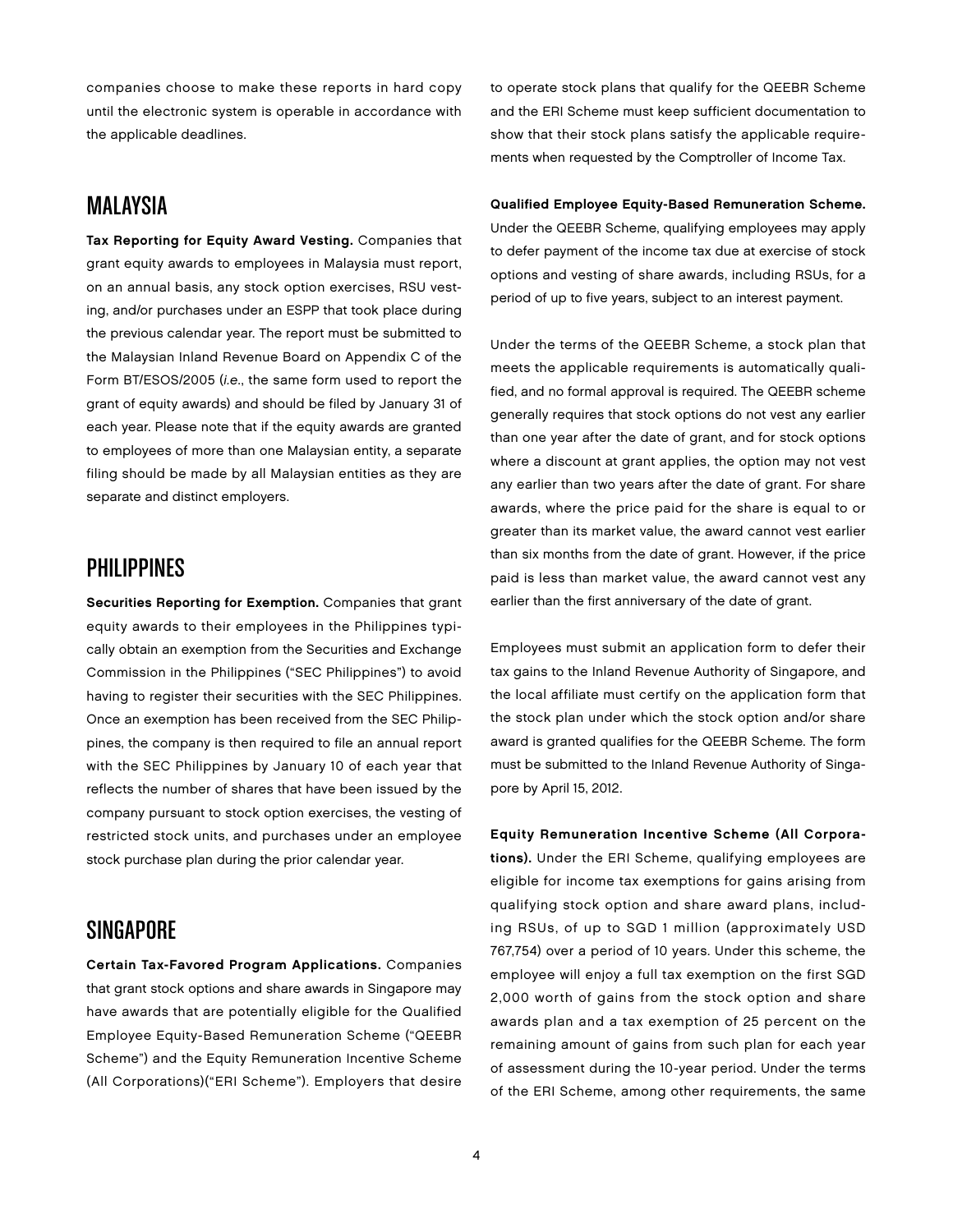companies choose to make these reports in hard copy until the electronic system is operable in accordance with the applicable deadlines.

## MALAYSIA

**Tax Reporting for Equity Award Vesting.** Companies that grant equity awards to employees in Malaysia must report, on an annual basis, any stock option exercises, RSU vesting, and/or purchases under an ESPP that took place during the previous calendar year. The report must be submitted to the Malaysian Inland Revenue Board on Appendix C of the Form BT/ESOS/2005 (*i.e.*, the same form used to report the grant of equity awards) and should be filed by January 31 of each year. Please note that if the equity awards are granted to employees of more than one Malaysian entity, a separate filing should be made by all Malaysian entities as they are separate and distinct employers.

## PHILIPPINES

**Securities Reporting for Exemption.** Companies that grant equity awards to their employees in the Philippines typically obtain an exemption from the Securities and Exchange Commission in the Philippines ("SEC Philippines") to avoid having to register their securities with the SEC Philippines. Once an exemption has been received from the SEC Philippines, the company is then required to file an annual report with the SEC Philippines by January 10 of each year that reflects the number of shares that have been issued by the company pursuant to stock option exercises, the vesting of restricted stock units, and purchases under an employee stock purchase plan during the prior calendar year.

## SINGAPORE

**Certain Tax-Favored Program Applications.** Companies that grant stock options and share awards in Singapore may have awards that are potentially eligible for the Qualified Employee Equity-Based Remuneration Scheme ("QEEBR Scheme") and the Equity Remuneration Incentive Scheme (All Corporations)("ERI Scheme"). Employers that desire to operate stock plans that qualify for the QEEBR Scheme and the ERI Scheme must keep sufficient documentation to show that their stock plans satisfy the applicable requirements when requested by the Comptroller of Income Tax.

**Qualified Employee Equity-Based Remuneration Scheme.** Under the QEEBR Scheme, qualifying employees may apply to defer payment of the income tax due at exercise of stock options and vesting of share awards, including RSUs, for a period of up to five years, subject to an interest payment.

Under the terms of the QEEBR Scheme, a stock plan that meets the applicable requirements is automatically qualified, and no formal approval is required. The QEEBR scheme generally requires that stock options do not vest any earlier than one year after the date of grant, and for stock options where a discount at grant applies, the option may not vest any earlier than two years after the date of grant. For share awards, where the price paid for the share is equal to or greater than its market value, the award cannot vest earlier than six months from the date of grant. However, if the price paid is less than market value, the award cannot vest any earlier than the first anniversary of the date of grant.

Employees must submit an application form to defer their tax gains to the Inland Revenue Authority of Singapore, and the local affiliate must certify on the application form that the stock plan under which the stock option and/or share award is granted qualifies for the QEEBR Scheme. The form must be submitted to the Inland Revenue Authority of Singapore by April 15, 2012.

**Equity Remuneration Incentive Scheme (All Corporations).** Under the ERI Scheme, qualifying employees are eligible for income tax exemptions for gains arising from qualifying stock option and share award plans, including RSUs, of up to SGD 1 million (approximately USD 767,754) over a period of 10 years. Under this scheme, the employee will enjoy a full tax exemption on the first SGD 2,000 worth of gains from the stock option and share awards plan and a tax exemption of 25 percent on the remaining amount of gains from such plan for each year of assessment during the 10-year period. Under the terms of the ERI Scheme, among other requirements, the same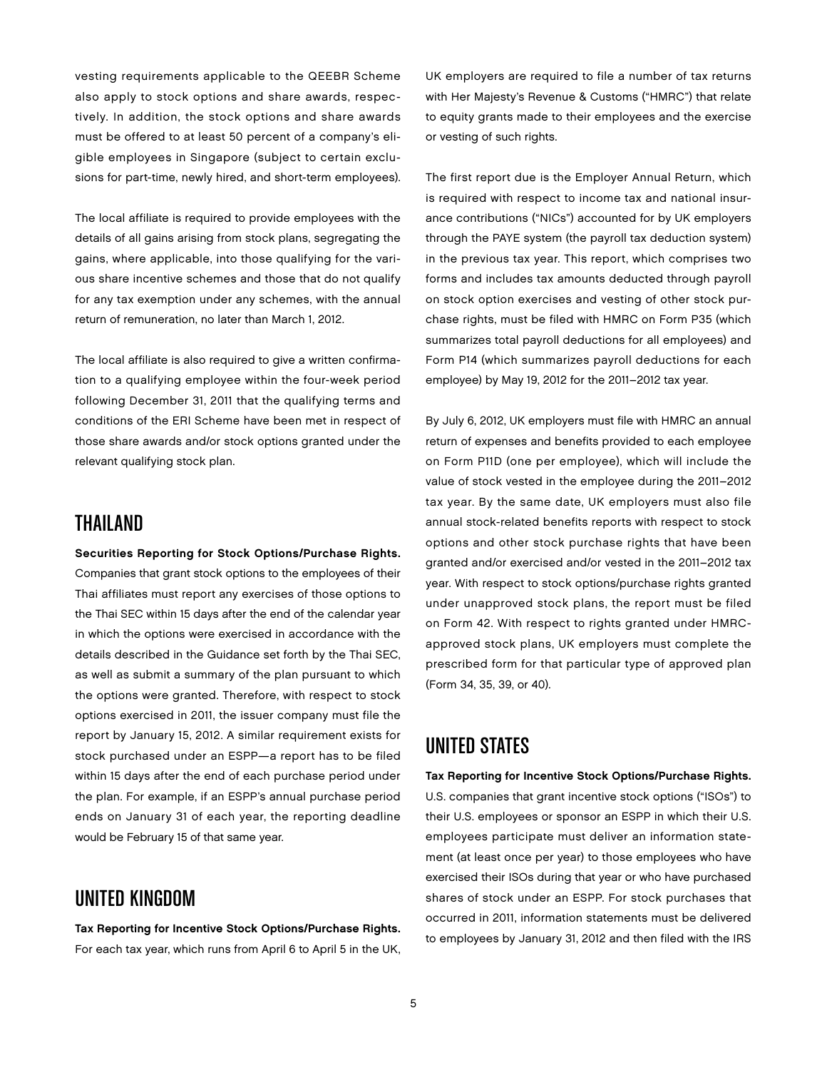vesting requirements applicable to the QEEBR Scheme also apply to stock options and share awards, respectively. In addition, the stock options and share awards must be offered to at least 50 percent of a company's eligible employees in Singapore (subject to certain exclusions for part-time, newly hired, and short-term employees).

The local affiliate is required to provide employees with the details of all gains arising from stock plans, segregating the gains, where applicable, into those qualifying for the various share incentive schemes and those that do not qualify for any tax exemption under any schemes, with the annual return of remuneration, no later than March 1, 2012.

The local affiliate is also required to give a written confirmation to a qualifying employee within the four-week period following December 31, 2011 that the qualifying terms and conditions of the ERI Scheme have been met in respect of those share awards and/or stock options granted under the relevant qualifying stock plan.

## THAILAND

**Securities Reporting for Stock Options/Purchase Rights.** Companies that grant stock options to the employees of their Thai affiliates must report any exercises of those options to the Thai SEC within 15 days after the end of the calendar year in which the options were exercised in accordance with the details described in the Guidance set forth by the Thai SEC, as well as submit a summary of the plan pursuant to which the options were granted. Therefore, with respect to stock options exercised in 2011, the issuer company must file the report by January 15, 2012. A similar requirement exists for stock purchased under an ESPP—a report has to be filed within 15 days after the end of each purchase period under the plan. For example, if an ESPP's annual purchase period ends on January 31 of each year, the reporting deadline would be February 15 of that same year.

## UNITED KINGDOM

**Tax Reporting for Incentive Stock Options/Purchase Rights.** For each tax year, which runs from April 6 to April 5 in the UK, UK employers are required to file a number of tax returns with Her Majesty's Revenue & Customs ("HMRC") that relate to equity grants made to their employees and the exercise or vesting of such rights.

The first report due is the Employer Annual Return, which is required with respect to income tax and national insurance contributions ("NICs") accounted for by UK employers through the PAYE system (the payroll tax deduction system) in the previous tax year. This report, which comprises two forms and includes tax amounts deducted through payroll on stock option exercises and vesting of other stock purchase rights, must be filed with HMRC on Form P35 (which summarizes total payroll deductions for all employees) and Form P14 (which summarizes payroll deductions for each employee) by May 19, 2012 for the 2011–2012 tax year.

By July 6, 2012, UK employers must file with HMRC an annual return of expenses and benefits provided to each employee on Form P11D (one per employee), which will include the value of stock vested in the employee during the 2011–2012 tax year. By the same date, UK employers must also file annual stock-related benefits reports with respect to stock options and other stock purchase rights that have been granted and/or exercised and/or vested in the 2011–2012 tax year. With respect to stock options/purchase rights granted under unapproved stock plans, the report must be filed on Form 42. With respect to rights granted under HMRC-approved stock plans, UK employers must complete the prescribed form for that particular type of approved plan (Form 34, 35, 39, or 40).

## UNITED STATES

**Tax Reporting for Incentive Stock Options/Purchase Rights.** U.S. companies that grant incentive stock options ("ISOs") to their U.S. employees or sponsor an ESPP in which their U.S. employees participate must deliver an information statement (at least once per year) to those employees who have exercised their ISOs during that year or who have purchased shares of stock under an ESPP. For stock purchases that occurred in 2011, information statements must be delivered to employees by January 31, 2012 and then filed with the IRS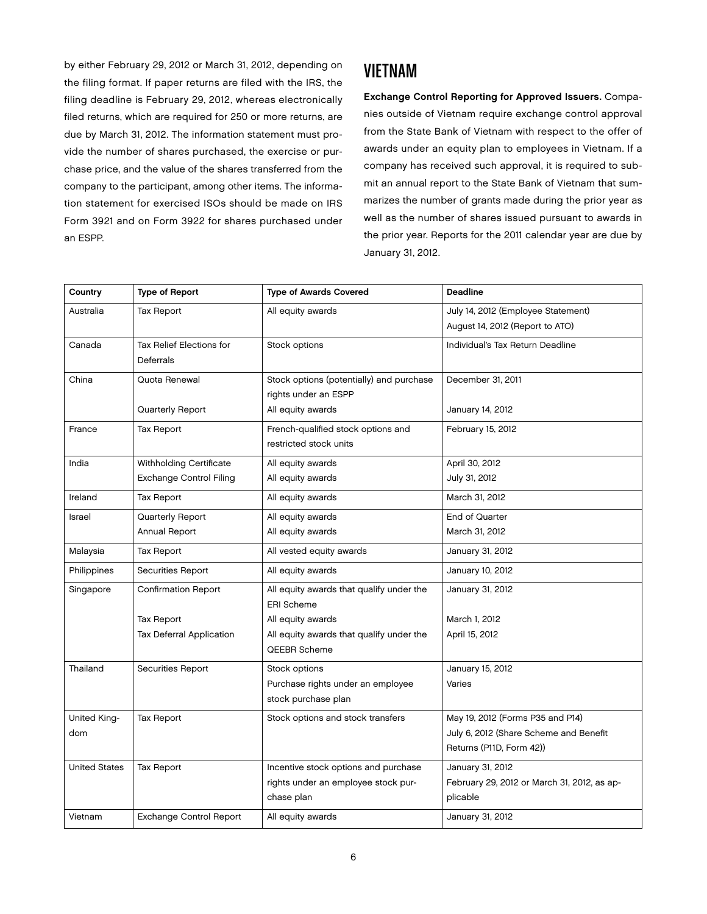by either February 29, 2012 or March 31, 2012, depending on the filing format. If paper returns are filed with the IRS, the filing deadline is February 29, 2012, whereas electronically filed returns, which are required for 250 or more returns, are due by March 31, 2012. The information statement must provide the number of shares purchased, the exercise or purchase price, and the value of the shares transferred from the company to the participant, among other items. The information statement for exercised ISOs should be made on IRS Form 3921 and on Form 3922 for shares purchased under an ESPP.

## VIETNAM

**Exchange Control Reporting for Approved Issuers.** Companies outside of Vietnam require exchange control approval from the State Bank of Vietnam with respect to the offer of awards under an equity plan to employees in Vietnam. If a company has received such approval, it is required to submit an annual report to the State Bank of Vietnam that summarizes the number of grants made during the prior year as well as the number of shares issued pursuant to awards in the prior year. Reports for the 2011 calendar year are due by January 31, 2012.

| Country | Type of Report | Type of Awards Covered | Deadline |
|---|---|---|---|
| Australia | Tax Report | All equity awards | July 14, 2012 (Employee Statement)<br>August 14, 2012 (Report to ATO) |
| Canada | Tax Relief Elections for Deferrals | Stock options | Individual's Tax Return Deadline |
| China | Quota Renewal<br><br>Quarterly Report | Stock options (potentially) and purchase rights under an ESPP<br>All equity awards | December 31, 2011<br><br>January 14, 2012 |
| France | Tax Report | French-qualified stock options and restricted stock units | February 15, 2012 |
| India | Withholding Certificate<br>Exchange Control Filing | All equity awards<br>All equity awards | April 30, 2012<br>July 31, 2012 |
| Ireland | Tax Report | All equity awards | March 31, 2012 |
| Israel | Quarterly Report<br>Annual Report | All equity awards<br>All equity awards | End of Quarter<br>March 31, 2012 |
| Malaysia | Tax Report | All vested equity awards | January 31, 2012 |
| Philippines | Securities Report | All equity awards | January 10, 2012 |
| Singapore | Confirmation Report<br><br>Tax Report<br>Tax Deferral Application | All equity awards that qualify under the ERI Scheme<br>All equity awards<br>All equity awards that qualify under the QEEBR Scheme | January 31, 2012<br><br>March 1, 2012<br>April 15, 2012 |
| Thailand | Securities Report | Stock options<br>Purchase rights under an employee stock purchase plan | January 15, 2012<br>Varies |
| United Kingdom | Tax Report | Stock options and stock transfers | May 19, 2012 (Forms P35 and P14)<br>July 6, 2012 (Share Scheme and Benefit Returns (P11D, Form 42)) |
| United States | Tax Report | Incentive stock options and purchase rights under an employee stock purchase plan | January 31, 2012<br>February 29, 2012 or March 31, 2012, as applicable |
| Vietnam | Exchange Control Report | All equity awards | January 31, 2012 |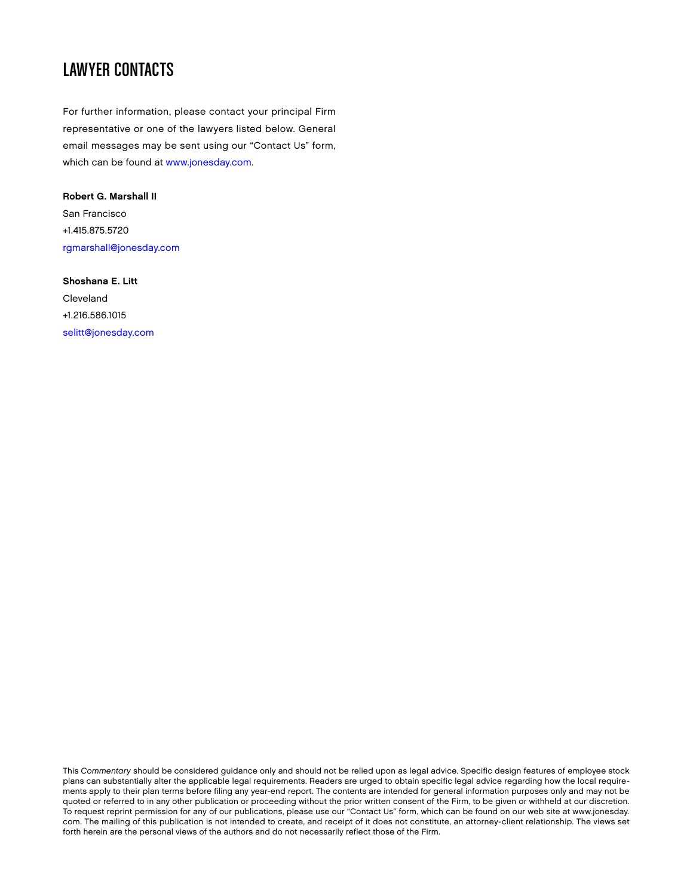## LAWYER CONTACTS

For further information, please contact your principal Firm representative or one of the lawyers listed below. General email messages may be sent using our "Contact Us" form, which can be found at www.jonesday.com.

**Robert G. Marshall II**
San Francisco
+1.415.875.5720
rgmarshall@jonesday.com

**Shoshana E. Litt**
Cleveland
+1.216.586.1015
selitt@jonesday.com

This *Commentary* should be considered guidance only and should not be relied upon as legal advice. Specific design features of employee stock plans can substantially alter the applicable legal requirements. Readers are urged to obtain specific legal advice regarding how the local requirements apply to their plan terms before filing any year-end report. The contents are intended for general information purposes only and may not be quoted or referred to in any other publication or proceeding without the prior written consent of the Firm, to be given or withheld at our discretion. To request reprint permission for any of our publications, please use our "Contact Us" form, which can be found on our web site at www.jonesday.com. The mailing of this publication is not intended to create, and receipt of it does not constitute, an attorney-client relationship. The views set forth herein are the personal views of the authors and do not necessarily reflect those of the Firm.